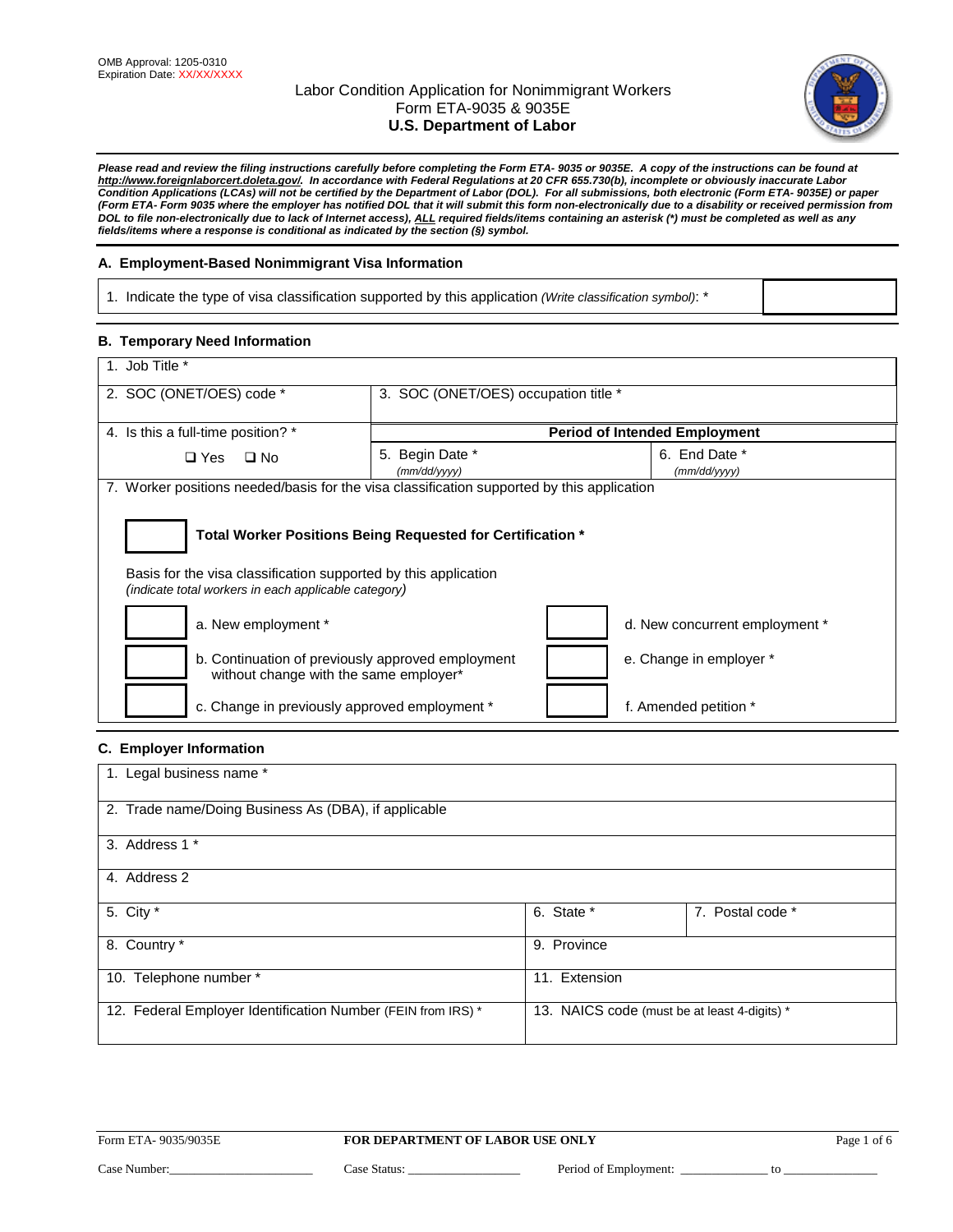OMB Approval: 1205-0310
Expiration Date: XX/XX/XXXX

# Labor Condition Application for Nonimmigrant Workers
Form ETA-9035 & 9035E
**U.S. Department of Labor**

***Please read and review the filing instructions carefully before completing the Form ETA- 9035 or 9035E. A copy of the instructions can be found at http://www.foreignlaborcert.doleta.gov/. In accordance with Federal Regulations at 20 CFR 655.730(b), incomplete or obviously inaccurate Labor Condition Applications (LCAs) will not be certified by the Department of Labor (DOL). For all submissions, both electronic (Form ETA- 9035E) or paper (Form ETA- Form 9035 where the employer has notified DOL that it will submit this form non-electronically due to a disability or received permission from DOL to file non-electronically due to lack of Internet access), ALL required fields/items containing an asterisk (*) must be completed as well as any fields/items where a response is conditional as indicated by the section (§) symbol.***

## A. Employment-Based Nonimmigrant Visa Information

| 1. Indicate the type of visa classification supported by this application *(Write classification symbol)*: * | |
|---|---|

## B. Temporary Need Information

| 1. Job Title * | | |
|---|---|---|
| 2. SOC (ONET/OES) code * | 3. SOC (ONET/OES) occupation title * | |
| 4. Is this a full-time position? * | **Period of Intended Employment** | |
| ❑ Yes ❑ No | 5. Begin Date * *(mm/dd/yyyy)* | 6. End Date * *(mm/dd/yyyy)* |

7. Worker positions needed/basis for the visa classification supported by this application

**Total Worker Positions Being Requested for Certification ***

Basis for the visa classification supported by this application
*(indicate total workers in each applicable category)*

| | |
|---|---|
| a. New employment * | d. New concurrent employment * |
| b. Continuation of previously approved employment without change with the same employer* | e. Change in employer * |
| c. Change in previously approved employment * | f. Amended petition * |

## C. Employer Information

| 1. Legal business name * | | |
|---|---|---|
| 2. Trade name/Doing Business As (DBA), if applicable | | |
| 3. Address 1 * | | |
| 4. Address 2 | | |
| 5. City * | 6. State * | 7. Postal code * |
| 8. Country * | 9. Province | |
| 10. Telephone number * | 11. Extension | |
| 12. Federal Employer Identification Number (FEIN from IRS) * | 13. NAICS code (must be at least 4-digits) * | |

Form ETA- 9035/9035E | **FOR DEPARTMENT OF LABOR USE ONLY**

Case Number:\_\_\_\_\_\_\_\_\_\_\_\_ Case Status: \_\_\_\_\_\_\_\_\_\_\_\_ Period of Employment: \_\_\_\_\_\_\_\_\_\_\_\_ to \_\_\_\_\_\_\_\_\_\_\_\_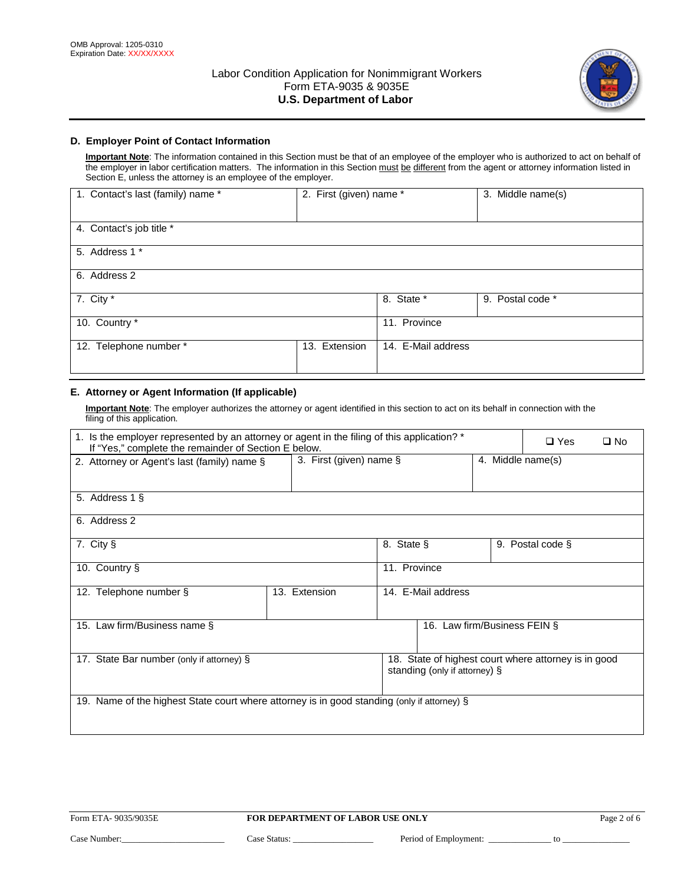OMB Approval: 1205-0310
Expiration Date: XX/XX/XXXX

Labor Condition Application for Nonimmigrant Workers
Form ETA-9035 & 9035E
**U.S. Department of Labor**

## D. Employer Point of Contact Information

**Important Note**: The information contained in this Section must be that of an employee of the employer who is authorized to act on behalf of the employer in labor certification matters. The information in this Section must be different from the agent or attorney information listed in Section E, unless the attorney is an employee of the employer.

| 1. Contact's last (family) name * | 2. First (given) name * | 3. Middle name(s) |
|---|---|---|
| 4. Contact's job title * | | |
| 5. Address 1 * | | |
| 6. Address 2 | | |
| 7. City * | 8. State * | 9. Postal code * |
| 10. Country * | 11. Province | |
| 12. Telephone number * | 13. Extension | 14. E-Mail address |

## E. Attorney or Agent Information (If applicable)

**Important Note**: The employer authorizes the attorney or agent identified in this section to act on its behalf in connection with the filing of this application.

| 1. Is the employer represented by an attorney or agent in the filing of this application? * If "Yes," complete the remainder of Section E below. | ❑ Yes | ❑ No |
|---|---|---|
| 2. Attorney or Agent's last (family) name § | 3. First (given) name § | 4. Middle name(s) |
| 5. Address 1 § | | |
| 6. Address 2 | | |
| 7. City § | 8. State § | 9. Postal code § |
| 10. Country § | 11. Province | |
| 12. Telephone number § | 13. Extension | 14. E-Mail address |
| 15. Law firm/Business name § | 16. Law firm/Business FEIN § | |
| 17. State Bar number (only if attorney) § | 18. State of highest court where attorney is in good standing (only if attorney) § | |
| 19. Name of the highest State court where attorney is in good standing (only if attorney) § | | |

Form ETA- 9035/9035E | **FOR DEPARTMENT OF LABOR USE ONLY**

Case Number:_______________ Case Status: _______________ Period of Employment: _____________ to _______________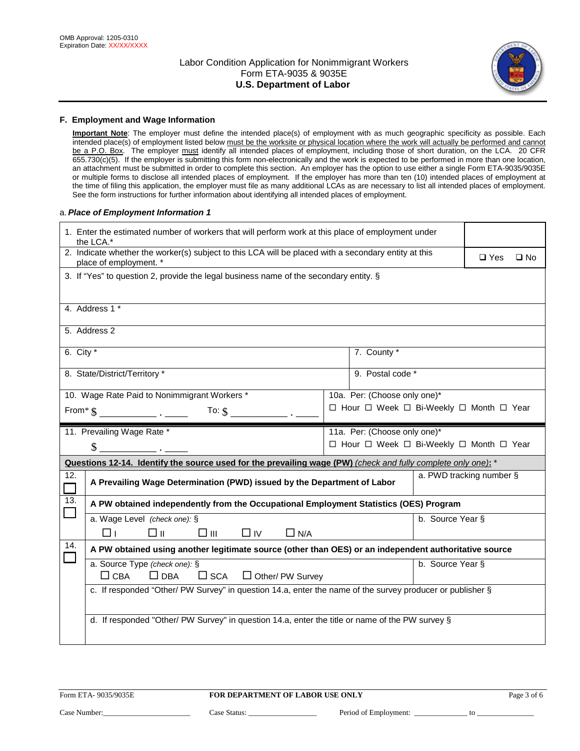OMB Approval: 1205-0310
Expiration Date: XX/XX/XXXX

Labor Condition Application for Nonimmigrant Workers
Form ETA-9035 & 9035E
**U.S. Department of Labor**

## F. Employment and Wage Information

**Important Note**: The employer must define the intended place(s) of employment with as much geographic specificity as possible. Each intended place(s) of employment listed below must be the worksite or physical location where the work will actually be performed and cannot be a P.O. Box. The employer must identify all intended places of employment, including those of short duration, on the LCA. 20 CFR 655.730(c)(5). If the employer is submitting this form non-electronically and the work is expected to be performed in more than one location, an attachment must be submitted in order to complete this section. An employer has the option to use either a single Form ETA-9035/9035E or multiple forms to disclose all intended places of employment. If the employer has more than ten (10) intended places of employment at the time of filing this application, the employer must file as many additional LCAs as are necessary to list all intended places of employment. See the form instructions for further information about identifying all intended places of employment.

a. ***Place of Employment Information 1***

| | |
|---|---|
| 1. Enter the estimated number of workers that will perform work at this place of employment under the LCA.* | |
| 2. Indicate whether the worker(s) subject to this LCA will be placed with a secondary entity at this place of employment. * | ❑ Yes ❑ No |
| 3. If "Yes" to question 2, provide the legal business name of the secondary entity. § | |
| 4. Address 1 * | |
| 5. Address 2 | |
| 6. City * | 7. County * |
| 8. State/District/Territory * | 9. Postal code * |
| 10. Wage Rate Paid to Nonimmigrant Workers * From* $ ___________ . _____ To: $ ___________ . _____ | 10a. Per: (Choose only one)* ☐ Hour ☐ Week ☐ Bi-Weekly ☐ Month ☐ Year |
| 11. Prevailing Wage Rate * $ ___________ . _____ | 11a. Per: (Choose only one)* ☐ Hour ☐ Week ☐ Bi-Weekly ☐ Month ☐ Year |

**Questions 12-14. Identify the source used for the prevailing wage (PW)** *(check and fully complete only one)*: *

| | | |
|---|---|---|
| 12. ☐ | **A Prevailing Wage Determination (PWD) issued by the Department of Labor** | a. PWD tracking number § |
| 13. ☐ | **A PW obtained independently from the Occupational Employment Statistics (OES) Program** | |
| | a. Wage Level *(check one)*: § ☐ I ☐ II ☐ III ☐ IV ☐ N/A | b. Source Year § |
| 14. ☐ | **A PW obtained using another legitimate source (other than OES) or an independent authoritative source** | |
| | a. Source Type *(check one)*: § ☐ CBA ☐ DBA ☐ SCA ☐ Other/ PW Survey | b. Source Year § |
| | c. If responded "Other/ PW Survey" in question 14.a, enter the name of the survey producer or publisher § | |
| | d. If responded "Other/ PW Survey" in question 14.a, enter the title or name of the PW survey § | |

Form ETA- 9035/9035E | **FOR DEPARTMENT OF LABOR USE ONLY**

Case Number:________________ Case Status: ________________ Period of Employment: ____________ to ______________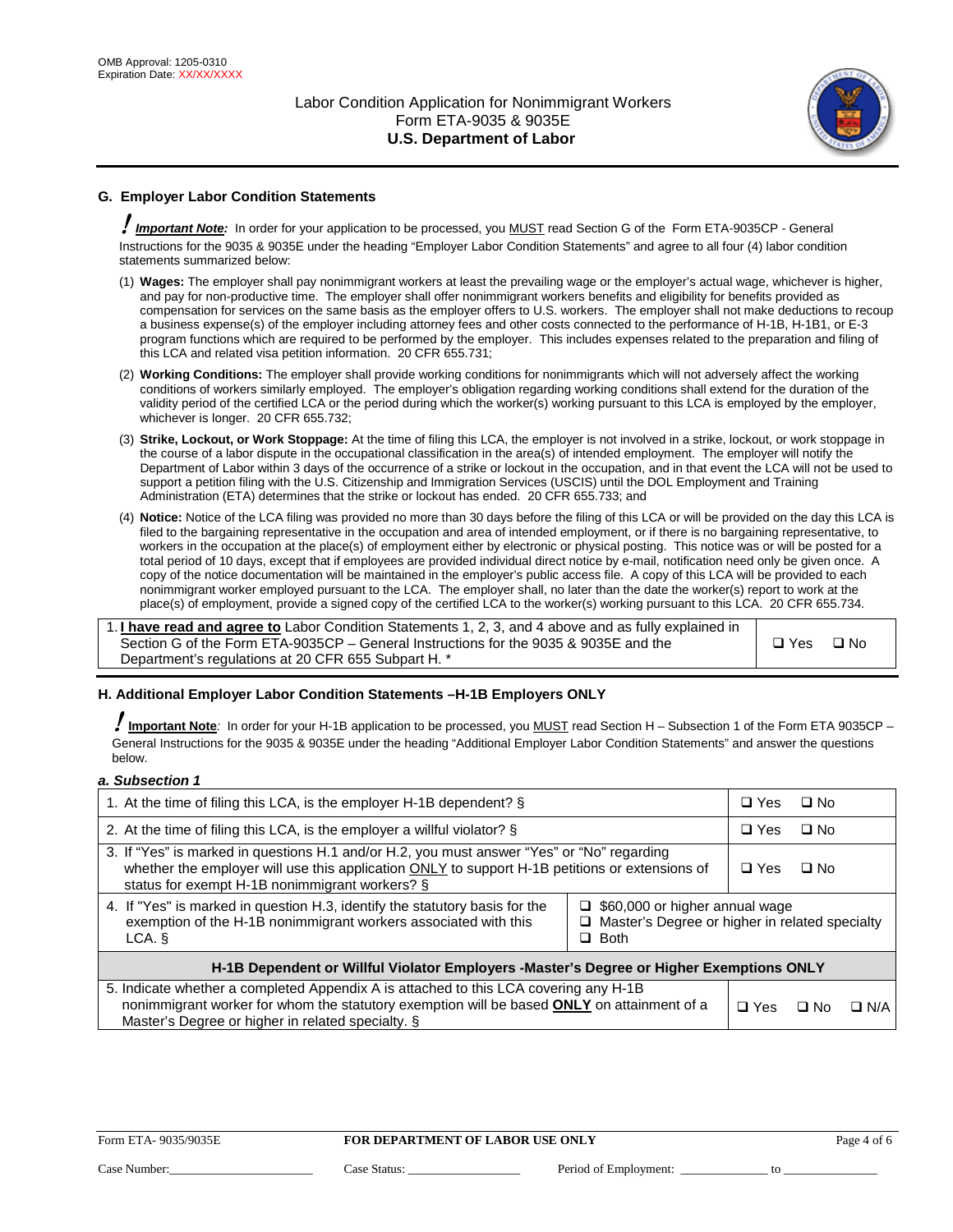## G. Employer Labor Condition Statements

! ***Important Note:*** In order for your application to be processed, you MUST read Section G of the Form ETA-9035CP - General Instructions for the 9035 & 9035E under the heading "Employer Labor Condition Statements" and agree to all four (4) labor condition statements summarized below:

(1) **Wages:** The employer shall pay nonimmigrant workers at least the prevailing wage or the employer's actual wage, whichever is higher, and pay for non-productive time. The employer shall offer nonimmigrant workers benefits and eligibility for benefits provided as compensation for services on the same basis as the employer offers to U.S. workers. The employer shall not make deductions to recoup a business expense(s) of the employer including attorney fees and other costs connected to the performance of H-1B, H-1B1, or E-3 program functions which are required to be performed by the employer. This includes expenses related to the preparation and filing of this LCA and related visa petition information. 20 CFR 655.731;

(2) **Working Conditions:** The employer shall provide working conditions for nonimmigrants which will not adversely affect the working conditions of workers similarly employed. The employer's obligation regarding working conditions shall extend for the duration of the validity period of the certified LCA or the period during which the worker(s) working pursuant to this LCA is employed by the employer, whichever is longer. 20 CFR 655.732;

(3) **Strike, Lockout, or Work Stoppage:** At the time of filing this LCA, the employer is not involved in a strike, lockout, or work stoppage in the course of a labor dispute in the occupational classification in the area(s) of intended employment. The employer will notify the Department of Labor within 3 days of the occurrence of a strike or lockout in the occupation, and in that event the LCA will not be used to support a petition filing with the U.S. Citizenship and Immigration Services (USCIS) until the DOL Employment and Training Administration (ETA) determines that the strike or lockout has ended. 20 CFR 655.733; and

(4) **Notice:** Notice of the LCA filing was provided no more than 30 days before the filing of this LCA or will be provided on the day this LCA is filed to the bargaining representative in the occupation and area of intended employment, or if there is no bargaining representative, to workers in the occupation at the place(s) of employment either by electronic or physical posting. This notice was or will be posted for a total period of 10 days, except that if employees are provided individual direct notice by e-mail, notification need only be given once. A copy of the notice documentation will be maintained in the employer's public access file. A copy of this LCA will be provided to each nonimmigrant worker employed pursuant to the LCA. The employer shall, no later than the date the worker(s) report to work at the place(s) of employment, provide a signed copy of the certified LCA to the worker(s) working pursuant to this LCA. 20 CFR 655.734.

| | |
|---|---|
| 1. **I have read and agree to** Labor Condition Statements 1, 2, 3, and 4 above and as fully explained in Section G of the Form ETA-9035CP – General Instructions for the 9035 & 9035E and the Department's regulations at 20 CFR 655 Subpart H. * | ❑ Yes ❑ No |

## H. Additional Employer Labor Condition Statements –H-1B Employers ONLY

! **Important Note**: In order for your H-1B application to be processed, you MUST read Section H – Subsection 1 of the Form ETA 9035CP – General Instructions for the 9035 & 9035E under the heading "Additional Employer Labor Condition Statements" and answer the questions below.

### *a. Subsection 1*

| | | |
|---|---|---|
| 1. At the time of filing this LCA, is the employer H-1B dependent? § | | ❑ Yes ❑ No |
| 2. At the time of filing this LCA, is the employer a willful violator? § | | ❑ Yes ❑ No |
| 3. If "Yes" is marked in questions H.1 and/or H.2, you must answer "Yes" or "No" regarding whether the employer will use this application ONLY to support H-1B petitions or extensions of status for exempt H-1B nonimmigrant workers? § | | ❑ Yes ❑ No |
| 4. If "Yes" is marked in question H.3, identify the statutory basis for the exemption of the H-1B nonimmigrant workers associated with this LCA. § | ❑ $60,000 or higher annual wage<br>❑ Master's Degree or higher in related specialty<br>❑ Both | |
| **H-1B Dependent or Willful Violator Employers -Master's Degree or Higher Exemptions ONLY** | | |
| 5. Indicate whether a completed Appendix A is attached to this LCA covering any H-1B nonimmigrant worker for whom the statutory exemption will be based **ONLY** on attainment of a Master's Degree or higher in related specialty. § | | ❑ Yes ❑ No ❑ N/A |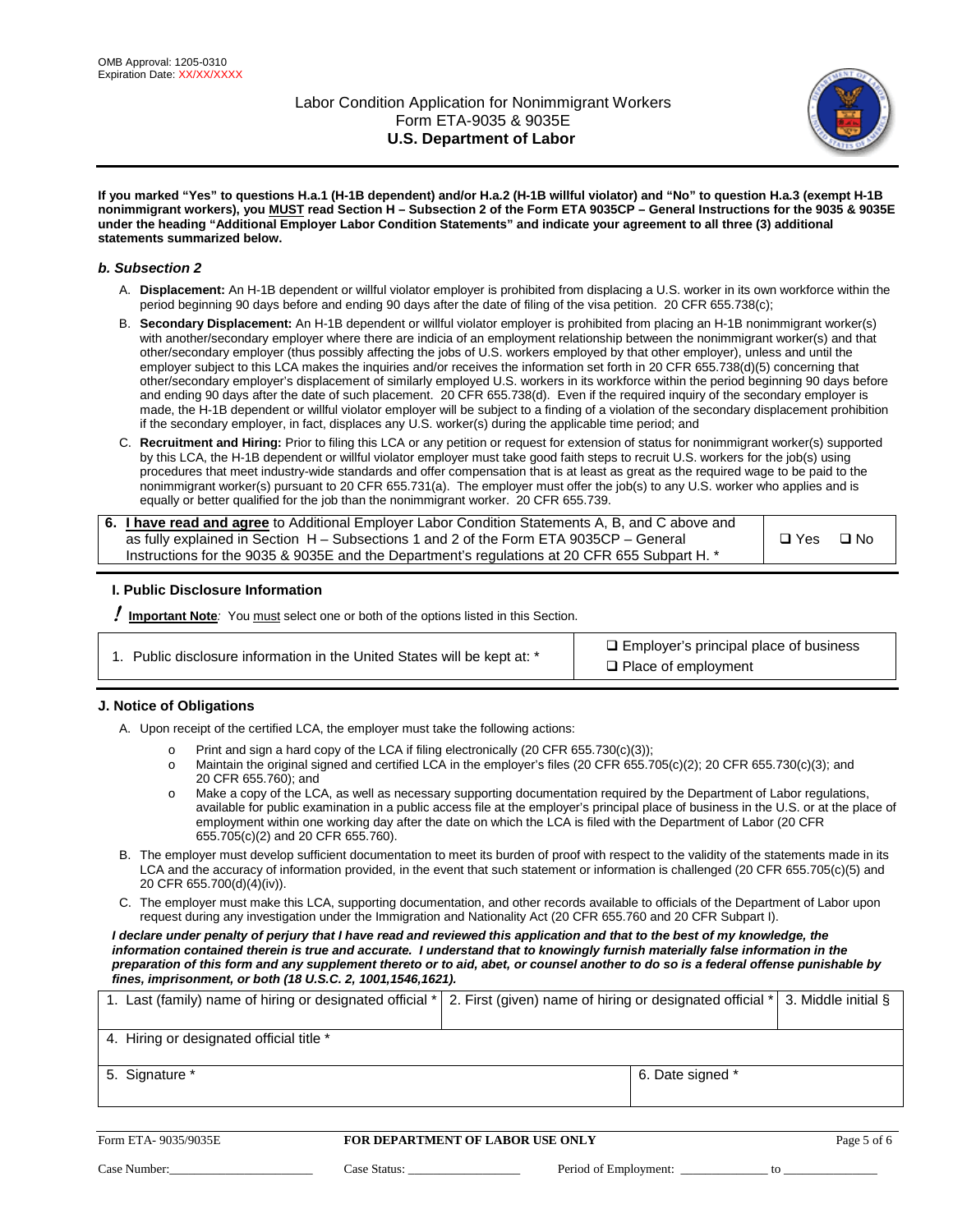OMB Approval: 1205-0310
Expiration Date: XX/XX/XXXX

Labor Condition Application for Nonimmigrant Workers
Form ETA-9035 & 9035E
**U.S. Department of Labor**

**If you marked "Yes" to questions H.a.1 (H-1B dependent) and/or H.a.2 (H-1B willful violator) and "No" to question H.a.3 (exempt H-1B nonimmigrant workers), you MUST read Section H – Subsection 2 of the Form ETA 9035CP – General Instructions for the 9035 & 9035E under the heading "Additional Employer Labor Condition Statements" and indicate your agreement to all three (3) additional statements summarized below.**

### *b. Subsection 2*

A. **Displacement:** An H-1B dependent or willful violator employer is prohibited from displacing a U.S. worker in its own workforce within the period beginning 90 days before and ending 90 days after the date of filing of the visa petition. 20 CFR 655.738(c);

B. **Secondary Displacement:** An H-1B dependent or willful violator employer is prohibited from placing an H-1B nonimmigrant worker(s) with another/secondary employer where there are indicia of an employment relationship between the nonimmigrant worker(s) and that other/secondary employer (thus possibly affecting the jobs of U.S. workers employed by that other employer), unless and until the employer subject to this LCA makes the inquiries and/or receives the information set forth in 20 CFR 655.738(d)(5) concerning that other/secondary employer's displacement of similarly employed U.S. workers in its workforce within the period beginning 90 days before and ending 90 days after the date of such placement. 20 CFR 655.738(d). Even if the required inquiry of the secondary employer is made, the H-1B dependent or willful violator employer will be subject to a finding of a violation of the secondary displacement prohibition if the secondary employer, in fact, displaces any U.S. worker(s) during the applicable time period; and

C. **Recruitment and Hiring:** Prior to filing this LCA or any petition or request for extension of status for nonimmigrant worker(s) supported by this LCA, the H-1B dependent or willful violator employer must take good faith steps to recruit U.S. workers for the job(s) using procedures that meet industry-wide standards and offer compensation that is at least as great as the required wage to be paid to the nonimmigrant worker(s) pursuant to 20 CFR 655.731(a). The employer must offer the job(s) to any U.S. worker who applies and is equally or better qualified for the job than the nonimmigrant worker. 20 CFR 655.739.

| | |
|---|---|
| 6. **I have read and agree** to Additional Employer Labor Condition Statements A, B, and C above and as fully explained in Section H – Subsections 1 and 2 of the Form ETA 9035CP – General Instructions for the 9035 & 9035E and the Department's regulations at 20 CFR 655 Subpart H. * | ❑ Yes ❑ No |

### I. Public Disclosure Information

**!** **Important Note**: You must select one or both of the options listed in this Section.

| | |
|---|---|
| 1. Public disclosure information in the United States will be kept at: * | ❑ Employer's principal place of business<br>❑ Place of employment |

### J. Notice of Obligations

A. Upon receipt of the certified LCA, the employer must take the following actions:

- Print and sign a hard copy of the LCA if filing electronically (20 CFR 655.730(c)(3));
- Maintain the original signed and certified LCA in the employer's files (20 CFR 655.705(c)(2); 20 CFR 655.730(c)(3); and 20 CFR 655.760); and
- Make a copy of the LCA, as well as necessary supporting documentation required by the Department of Labor regulations, available for public examination in a public access file at the employer's principal place of business in the U.S. or at the place of employment within one working day after the date on which the LCA is filed with the Department of Labor (20 CFR 655.705(c)(2) and 20 CFR 655.760).

B. The employer must develop sufficient documentation to meet its burden of proof with respect to the validity of the statements made in its LCA and the accuracy of information provided, in the event that such statement or information is challenged (20 CFR 655.705(c)(5) and 20 CFR 655.700(d)(4)(iv)).

C. The employer must make this LCA, supporting documentation, and other records available to officials of the Department of Labor upon request during any investigation under the Immigration and Nationality Act (20 CFR 655.760 and 20 CFR Subpart I).

***I declare under penalty of perjury that I have read and reviewed this application and that to the best of my knowledge, the information contained therein is true and accurate. I understand that to knowingly furnish materially false information in the preparation of this form and any supplement thereto or to aid, abet, or counsel another to do so is a federal offense punishable by fines, imprisonment, or both (18 U.S.C. 2, 1001,1546,1621).***

| 1. Last (family) name of hiring or designated official * | 2. First (given) name of hiring or designated official * | 3. Middle initial § |
|---|---|---|
| 4. Hiring or designated official title * | | |
| 5. Signature * | 6. Date signed * | |

Form ETA- 9035/9035E | **FOR DEPARTMENT OF LABOR USE ONLY**

Case Number:\_\_\_\_\_\_\_\_\_\_\_\_\_\_\_\_\_\_ Case Status: \_\_\_\_\_\_\_\_\_\_\_\_\_\_\_\_ Period of Employment: \_\_\_\_\_\_\_\_\_\_\_\_ to \_\_\_\_\_\_\_\_\_\_\_\_\_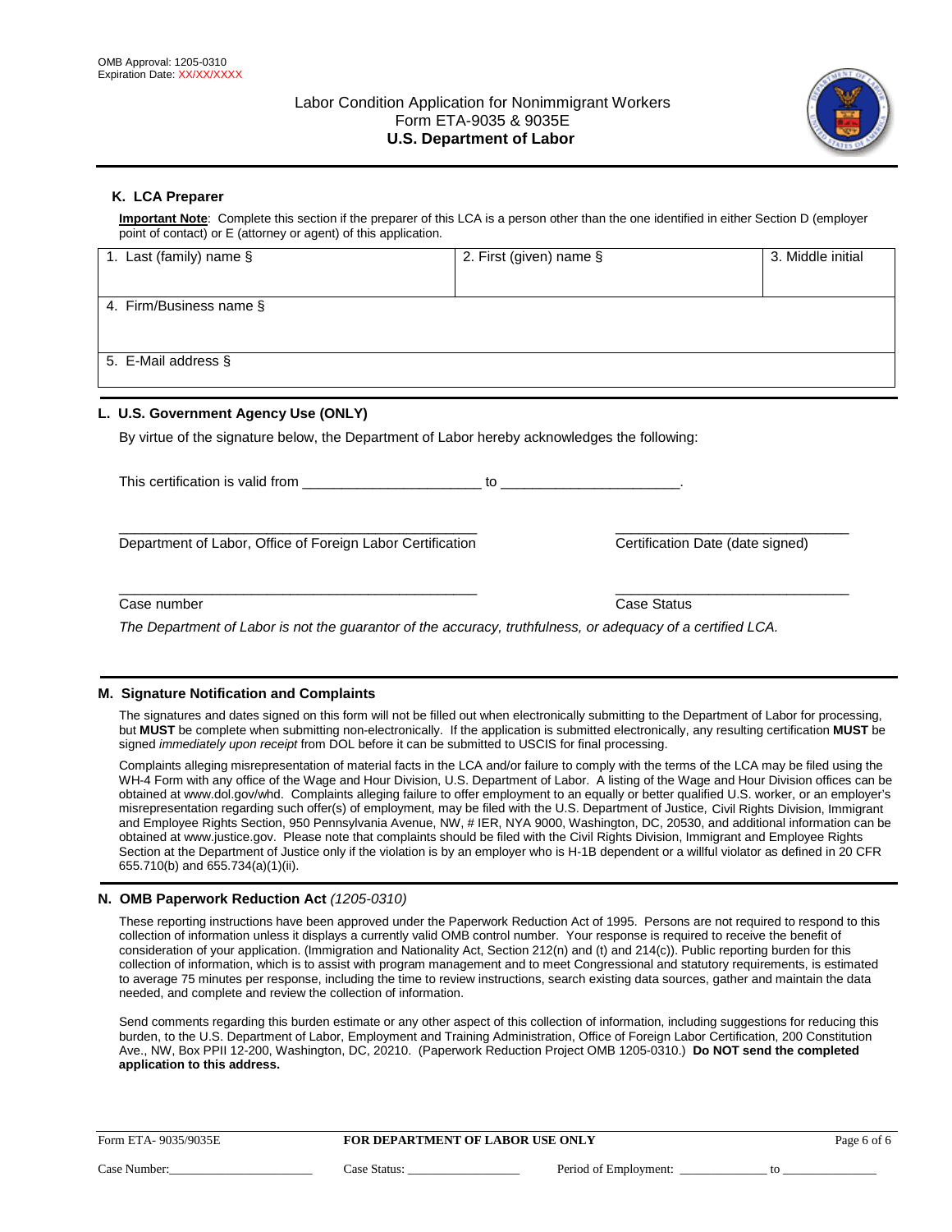OMB Approval: 1205-0310
Expiration Date: XX/XX/XXXX

Labor Condition Application for Nonimmigrant Workers
Form ETA-9035 & 9035E
**U.S. Department of Labor**

## K. LCA Preparer

**Important Note**: Complete this section if the preparer of this LCA is a person other than the one identified in either Section D (employer point of contact) or E (attorney or agent) of this application.

| 1. Last (family) name § | 2. First (given) name § | 3. Middle initial |
|---|---|---|
| 4. Firm/Business name § | | |
| 5. E-Mail address § | | |

## L. U.S. Government Agency Use (ONLY)

By virtue of the signature below, the Department of Labor hereby acknowledges the following:

This certification is valid from ______________________ to ______________________.

_______________________________________________ Department of Labor, Office of Foreign Labor Certification

______________________________ Certification Date (date signed)

_______________________________________________ Case number

______________________________ Case Status

*The Department of Labor is not the guarantor of the accuracy, truthfulness, or adequacy of a certified LCA.*

## M. Signature Notification and Complaints

The signatures and dates signed on this form will not be filled out when electronically submitting to the Department of Labor for processing, but **MUST** be complete when submitting non-electronically. If the application is submitted electronically, any resulting certification **MUST** be signed *immediately upon receipt* from DOL before it can be submitted to USCIS for final processing.

Complaints alleging misrepresentation of material facts in the LCA and/or failure to comply with the terms of the LCA may be filed using the WH-4 Form with any office of the Wage and Hour Division, U.S. Department of Labor. A listing of the Wage and Hour Division offices can be obtained at www.dol.gov/whd. Complaints alleging failure to offer employment to an equally or better qualified U.S. worker, or an employer's misrepresentation regarding such offer(s) of employment, may be filed with the U.S. Department of Justice, Civil Rights Division, Immigrant and Employee Rights Section, 950 Pennsylvania Avenue, NW, # IER, NYA 9000, Washington, DC, 20530, and additional information can be obtained at www.justice.gov. Please note that complaints should be filed with the Civil Rights Division, Immigrant and Employee Rights Section at the Department of Justice only if the violation is by an employer who is H-1B dependent or a willful violator as defined in 20 CFR 655.710(b) and 655.734(a)(1)(ii).

## N. OMB Paperwork Reduction Act *(1205-0310)*

These reporting instructions have been approved under the Paperwork Reduction Act of 1995. Persons are not required to respond to this collection of information unless it displays a currently valid OMB control number. Your response is required to receive the benefit of consideration of your application. (Immigration and Nationality Act, Section 212(n) and (t) and 214(c)). Public reporting burden for this collection of information, which is to assist with program management and to meet Congressional and statutory requirements, is estimated to average 75 minutes per response, including the time to review instructions, search existing data sources, gather and maintain the data needed, and complete and review the collection of information.

Send comments regarding this burden estimate or any other aspect of this collection of information, including suggestions for reducing this burden, to the U.S. Department of Labor, Employment and Training Administration, Office of Foreign Labor Certification, 200 Constitution Ave., NW, Box PPII 12-200, Washington, DC, 20210. (Paperwork Reduction Project OMB 1205-0310.) **Do NOT send the completed application to this address.**

Form ETA- 9035/9035E **FOR DEPARTMENT OF LABOR USE ONLY**

Case Number:______________________ Case Status: _________________ Period of Employment: _____________ to _______________